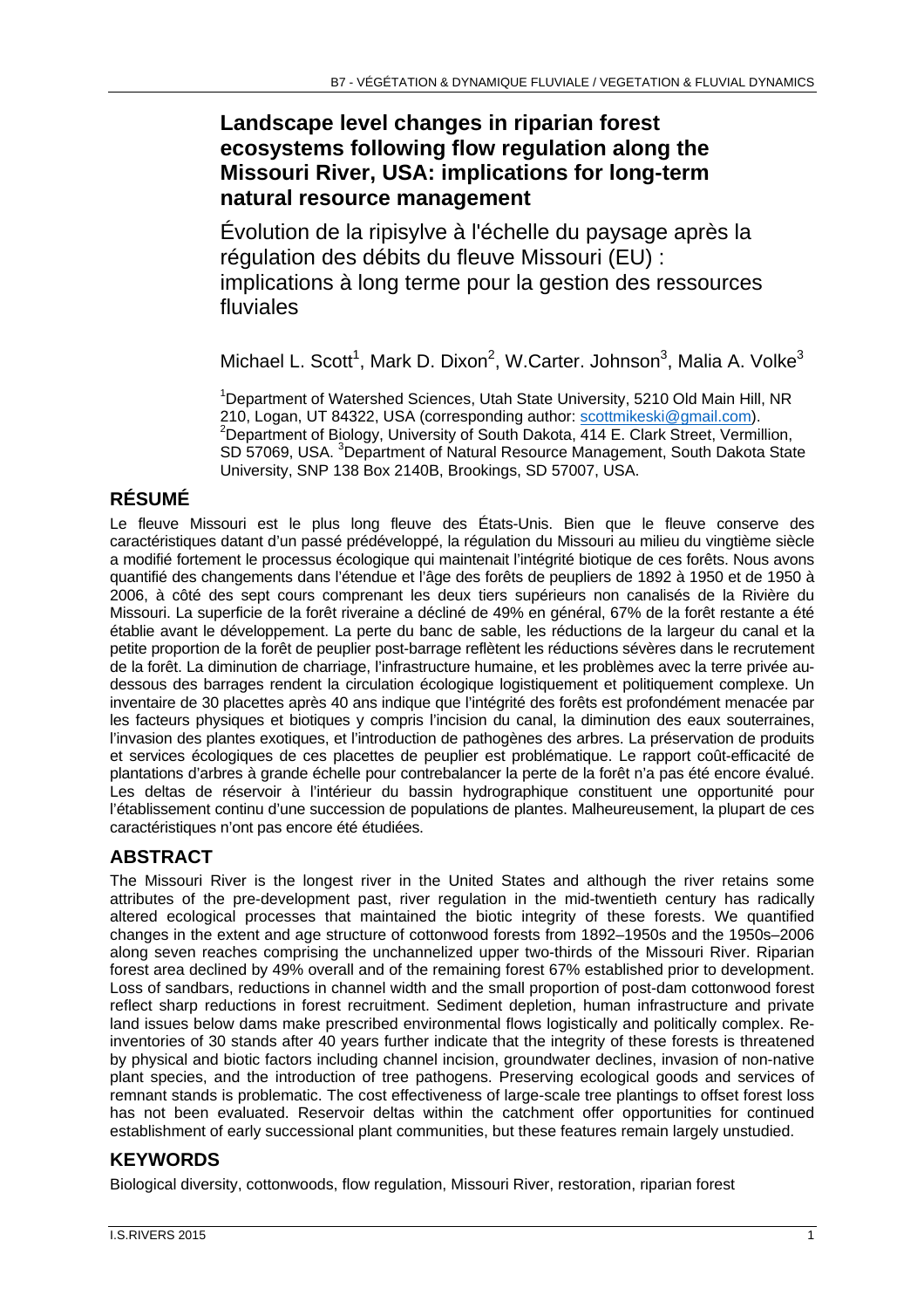# Landscape level changes in riparian forest ecosystems following flow regulation along the Missouri River, USA: implications for long-term natural resource management

Évolution de la ripisylve à l'échelle du paysage après la régulation des débits du fleuve Missouri (EU) : implications à long terme pour la gestion des ressources fluviales

Michael L. Scott[1], Mark D. Dixon[2], W.Carter. Johnson[3], Malia A. Volke[3]

[1]Department of Watershed Sciences, Utah State University, 5210 Old Main Hill, NR 210, Logan, UT 84322, USA (corresponding author: scottmikeski@gmail.com). [2]Department of Biology, University of South Dakota, 414 E. Clark Street, Vermillion, SD 57069, USA. [3]Department of Natural Resource Management, South Dakota State University, SNP 138 Box 2140B, Brookings, SD 57007, USA.

## RÉSUMÉ

Le fleuve Missouri est le plus long fleuve des États-Unis. Bien que le fleuve conserve des caractéristiques datant d'un passé prédéveloppé, la régulation du Missouri au milieu du vingtième siècle a modifié fortement le processus écologique qui maintenait l'intégrité biotique de ces forêts. Nous avons quantifié des changements dans l'étendue et l'âge des forêts de peupliers de 1892 à 1950 et de 1950 à 2006, à côté des sept cours comprenant les deux tiers supérieurs non canalisés de la Rivière du Missouri. La superficie de la forêt riveraine a décliné de 49% en général, 67% de la forêt restante a été établie avant le développement. La perte du banc de sable, les réductions de la largeur du canal et la petite proportion de la forêt de peuplier post-barrage reflètent les réductions sévères dans le recrutement de la forêt. La diminution de charriage, l'infrastructure humaine, et les problèmes avec la terre privée au-dessous des barrages rendent la circulation écologique logistiquement et politiquement complexe. Un inventaire de 30 placettes après 40 ans indique que l'intégrité des forêts est profondément menacée par les facteurs physiques et biotiques y compris l'incision du canal, la diminution des eaux souterraines, l'invasion des plantes exotiques, et l'introduction de pathogènes des arbres. La préservation de produits et services écologiques de ces placettes de peuplier est problématique. Le rapport coût-efficacité de plantations d'arbres à grande échelle pour contrebalancer la perte de la forêt n'a pas été encore évalué. Les deltas de réservoir à l'intérieur du bassin hydrographique constituent une opportunité pour l'établissement continu d'une succession de populations de plantes. Malheureusement, la plupart de ces caractéristiques n'ont pas encore été étudiées.

## ABSTRACT

The Missouri River is the longest river in the United States and although the river retains some attributes of the pre-development past, river regulation in the mid-twentieth century has radically altered ecological processes that maintained the biotic integrity of these forests. We quantified changes in the extent and age structure of cottonwood forests from 1892–1950s and the 1950s–2006 along seven reaches comprising the unchannelized upper two-thirds of the Missouri River. Riparian forest area declined by 49% overall and of the remaining forest 67% established prior to development. Loss of sandbars, reductions in channel width and the small proportion of post-dam cottonwood forest reflect sharp reductions in forest recruitment. Sediment depletion, human infrastructure and private land issues below dams make prescribed environmental flows logistically and politically complex. Re-inventories of 30 stands after 40 years further indicate that the integrity of these forests is threatened by physical and biotic factors including channel incision, groundwater declines, invasion of non-native plant species, and the introduction of tree pathogens. Preserving ecological goods and services of remnant stands is problematic. The cost effectiveness of large-scale tree plantings to offset forest loss has not been evaluated. Reservoir deltas within the catchment offer opportunities for continued establishment of early successional plant communities, but these features remain largely unstudied.

## KEYWORDS

Biological diversity, cottonwoods, flow regulation, Missouri River, restoration, riparian forest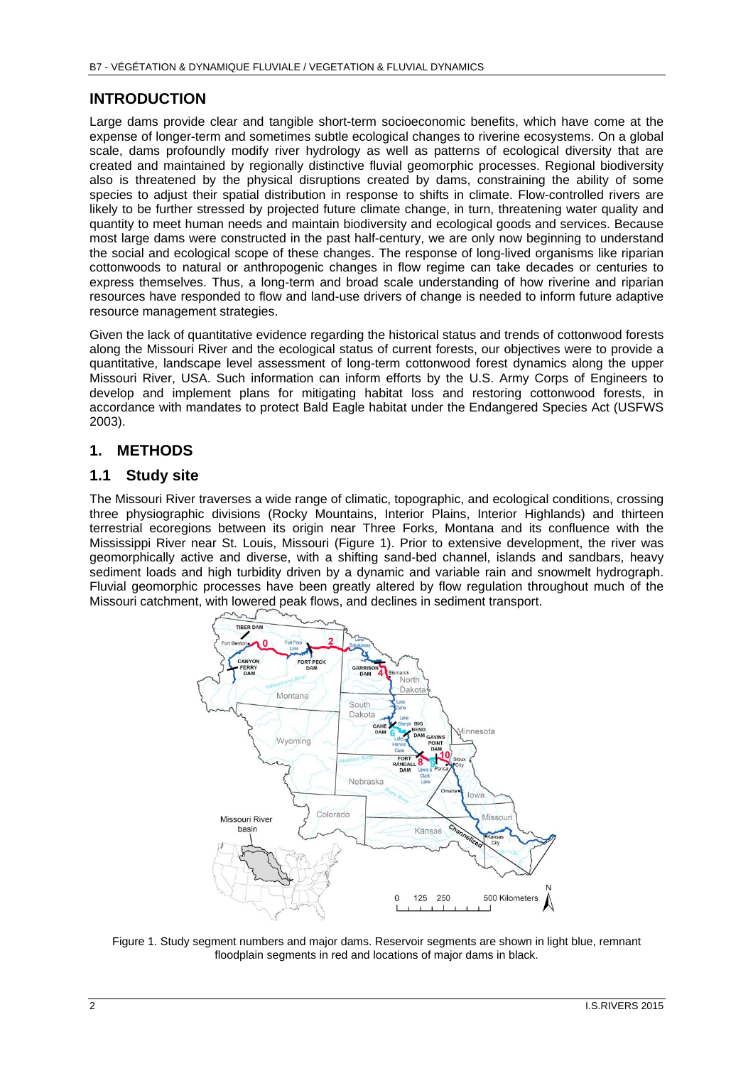## INTRODUCTION

Large dams provide clear and tangible short-term socioeconomic benefits, which have come at the expense of longer-term and sometimes subtle ecological changes to riverine ecosystems. On a global scale, dams profoundly modify river hydrology as well as patterns of ecological diversity that are created and maintained by regionally distinctive fluvial geomorphic processes. Regional biodiversity also is threatened by the physical disruptions created by dams, constraining the ability of some species to adjust their spatial distribution in response to shifts in climate. Flow-controlled rivers are likely to be further stressed by projected future climate change, in turn, threatening water quality and quantity to meet human needs and maintain biodiversity and ecological goods and services. Because most large dams were constructed in the past half-century, we are only now beginning to understand the social and ecological scope of these changes. The response of long-lived organisms like riparian cottonwoods to natural or anthropogenic changes in flow regime can take decades or centuries to express themselves. Thus, a long-term and broad scale understanding of how riverine and riparian resources have responded to flow and land-use drivers of change is needed to inform future adaptive resource management strategies.

Given the lack of quantitative evidence regarding the historical status and trends of cottonwood forests along the Missouri River and the ecological status of current forests, our objectives were to provide a quantitative, landscape level assessment of long-term cottonwood forest dynamics along the upper Missouri River, USA. Such information can inform efforts by the U.S. Army Corps of Engineers to develop and implement plans for mitigating habitat loss and restoring cottonwood forests, in accordance with mandates to protect Bald Eagle habitat under the Endangered Species Act (USFWS 2003).

## 1. METHODS

### 1.1 Study site

The Missouri River traverses a wide range of climatic, topographic, and ecological conditions, crossing three physiographic divisions (Rocky Mountains, Interior Plains, Interior Highlands) and thirteen terrestrial ecoregions between its origin near Three Forks, Montana and its confluence with the Mississippi River near St. Louis, Missouri (Figure 1). Prior to extensive development, the river was geomorphically active and diverse, with a shifting sand-bed channel, islands and sandbars, heavy sediment loads and high turbidity driven by a dynamic and variable rain and snowmelt hydrograph. Fluvial geomorphic processes have been greatly altered by flow regulation throughout much of the Missouri catchment, with lowered peak flows, and declines in sediment transport.

Figure 1. Study segment numbers and major dams. Reservoir segments are shown in light blue, remnant floodplain segments in red and locations of major dams in black.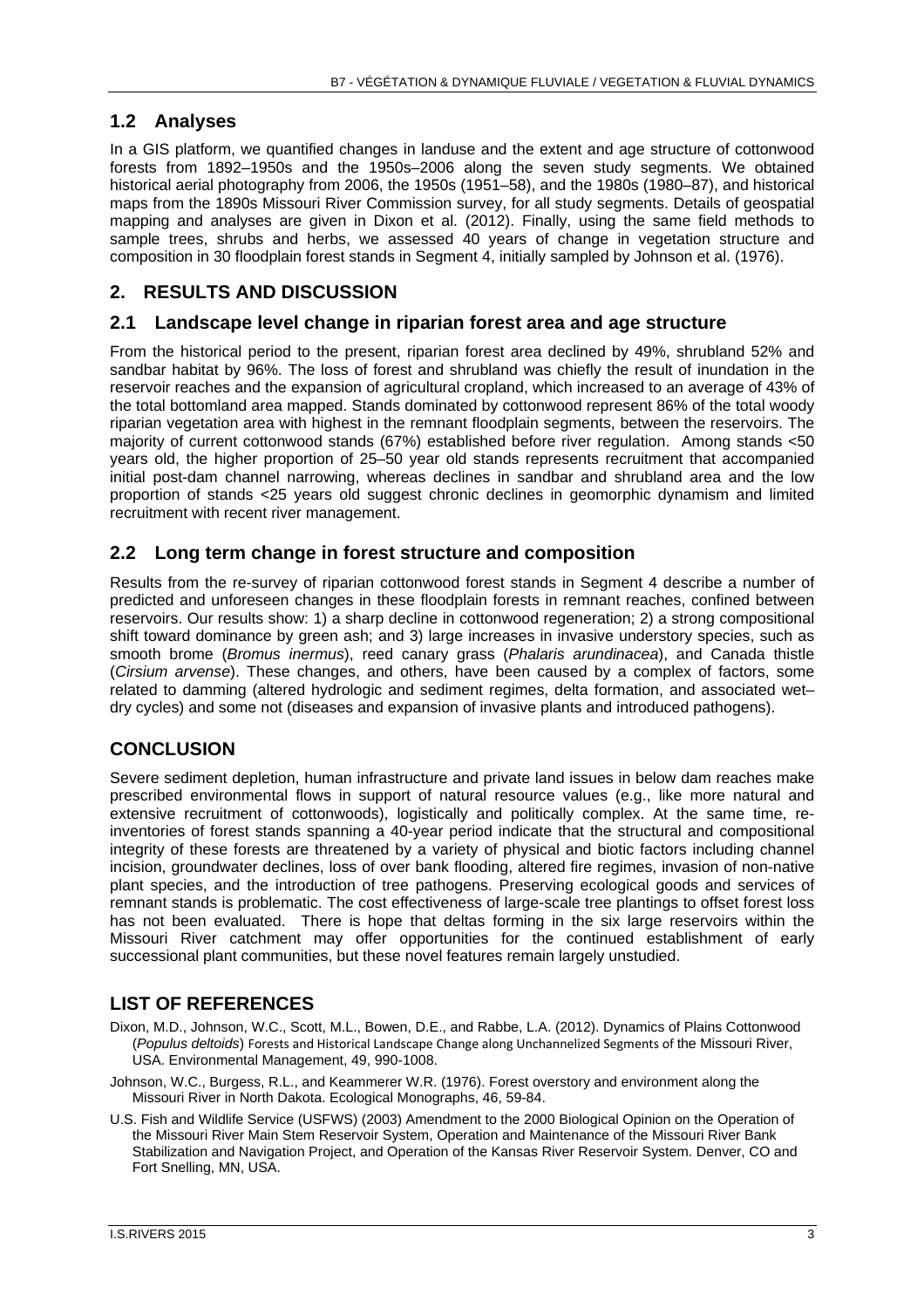## 1.2 Analyses

In a GIS platform, we quantified changes in landuse and the extent and age structure of cottonwood forests from 1892–1950s and the 1950s–2006 along the seven study segments. We obtained historical aerial photography from 2006, the 1950s (1951–58), and the 1980s (1980–87), and historical maps from the 1890s Missouri River Commission survey, for all study segments. Details of geospatial mapping and analyses are given in Dixon et al. (2012). Finally, using the same field methods to sample trees, shrubs and herbs, we assessed 40 years of change in vegetation structure and composition in 30 floodplain forest stands in Segment 4, initially sampled by Johnson et al. (1976).

# 2. RESULTS AND DISCUSSION

## 2.1 Landscape level change in riparian forest area and age structure

From the historical period to the present, riparian forest area declined by 49%, shrubland 52% and sandbar habitat by 96%. The loss of forest and shrubland was chiefly the result of inundation in the reservoir reaches and the expansion of agricultural cropland, which increased to an average of 43% of the total bottomland area mapped. Stands dominated by cottonwood represent 86% of the total woody riparian vegetation area with highest in the remnant floodplain segments, between the reservoirs. The majority of current cottonwood stands (67%) established before river regulation. Among stands <50 years old, the higher proportion of 25–50 year old stands represents recruitment that accompanied initial post-dam channel narrowing, whereas declines in sandbar and shrubland area and the low proportion of stands <25 years old suggest chronic declines in geomorphic dynamism and limited recruitment with recent river management.

## 2.2 Long term change in forest structure and composition

Results from the re-survey of riparian cottonwood forest stands in Segment 4 describe a number of predicted and unforeseen changes in these floodplain forests in remnant reaches, confined between reservoirs. Our results show: 1) a sharp decline in cottonwood regeneration; 2) a strong compositional shift toward dominance by green ash; and 3) large increases in invasive understory species, such as smooth brome (*Bromus inermus*), reed canary grass (*Phalaris arundinacea*), and Canada thistle (*Cirsium arvense*). These changes, and others, have been caused by a complex of factors, some related to damming (altered hydrologic and sediment regimes, delta formation, and associated wet–dry cycles) and some not (diseases and expansion of invasive plants and introduced pathogens).

# CONCLUSION

Severe sediment depletion, human infrastructure and private land issues in below dam reaches make prescribed environmental flows in support of natural resource values (e.g., like more natural and extensive recruitment of cottonwoods), logistically and politically complex. At the same time, re-inventories of forest stands spanning a 40-year period indicate that the structural and compositional integrity of these forests are threatened by a variety of physical and biotic factors including channel incision, groundwater declines, loss of over bank flooding, altered fire regimes, invasion of non-native plant species, and the introduction of tree pathogens. Preserving ecological goods and services of remnant stands is problematic. The cost effectiveness of large-scale tree plantings to offset forest loss has not been evaluated. There is hope that deltas forming in the six large reservoirs within the Missouri River catchment may offer opportunities for the continued establishment of early successional plant communities, but these novel features remain largely unstudied.

# LIST OF REFERENCES

Dixon, M.D., Johnson, W.C., Scott, M.L., Bowen, D.E., and Rabbe, L.A. (2012). Dynamics of Plains Cottonwood (*Populus deltoids*) Forests and Historical Landscape Change along Unchannelized Segments of the Missouri River, USA. Environmental Management, 49, 990-1008.

Johnson, W.C., Burgess, R.L., and Keammerer W.R. (1976). Forest overstory and environment along the Missouri River in North Dakota. Ecological Monographs, 46, 59-84.

U.S. Fish and Wildlife Service (USFWS) (2003) Amendment to the 2000 Biological Opinion on the Operation of the Missouri River Main Stem Reservoir System, Operation and Maintenance of the Missouri River Bank Stabilization and Navigation Project, and Operation of the Kansas River Reservoir System. Denver, CO and Fort Snelling, MN, USA.